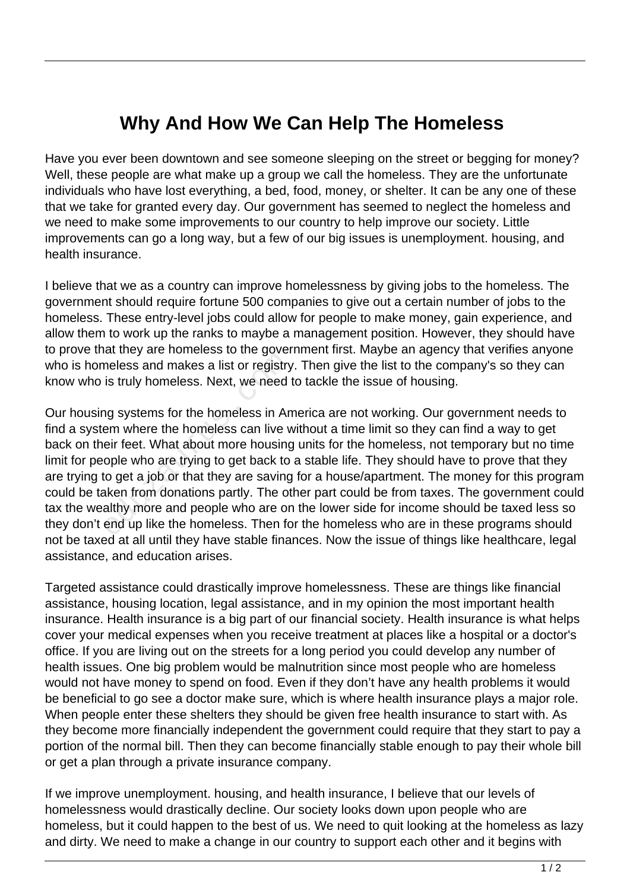# Why And How We Can Help The Homeless

Have you ever been downtown and see someone sleeping on the street or begging for money? Well, these people are what make up a group we call the homeless. They are the unfortunate individuals who have lost everything, a bed, food, money, or shelter. It can be any one of these that we take for granted every day. Our government has seemed to neglect the homeless and we need to make some improvements to our country to help improve our society. Little improvements can go a long way, but a few of our big issues is unemployment. housing, and health insurance.

I believe that we as a country can improve homelessness by giving jobs to the homeless. The government should require fortune 500 companies to give out a certain number of jobs to the homeless. These entry-level jobs could allow for people to make money, gain experience, and allow them to work up the ranks to maybe a management position. However, they should have to prove that they are homeless to the government first. Maybe an agency that verifies anyone who is homeless and makes a list or registry. Then give the list to the company's so they can know who is truly homeless. Next, we need to tackle the issue of housing.

Our housing systems for the homeless in America are not working. Our government needs to find a system where the homeless can live without a time limit so they can find a way to get back on their feet. What about more housing units for the homeless, not temporary but no time limit for people who are trying to get back to a stable life. They should have to prove that they are trying to get a job or that they are saving for a house/apartment. The money for this program could be taken from donations partly. The other part could be from taxes. The government could tax the wealthy more and people who are on the lower side for income should be taxed less so they don't end up like the homeless. Then for the homeless who are in these programs should not be taxed at all until they have stable finances. Now the issue of things like healthcare, legal assistance, and education arises.

Targeted assistance could drastically improve homelessness. These are things like financial assistance, housing location, legal assistance, and in my opinion the most important health insurance. Health insurance is a big part of our financial society. Health insurance is what helps cover your medical expenses when you receive treatment at places like a hospital or a doctor's office. If you are living out on the streets for a long period you could develop any number of health issues. One big problem would be malnutrition since most people who are homeless would not have money to spend on food. Even if they don't have any health problems it would be beneficial to go see a doctor make sure, which is where health insurance plays a major role. When people enter these shelters they should be given free health insurance to start with. As they become more financially independent the government could require that they start to pay a portion of the normal bill. Then they can become financially stable enough to pay their whole bill or get a plan through a private insurance company.

If we improve unemployment. housing, and health insurance, I believe that our levels of homelessness would drastically decline. Our society looks down upon people who are homeless, but it could happen to the best of us. We need to quit looking at the homeless as lazy and dirty. We need to make a change in our country to support each other and it begins with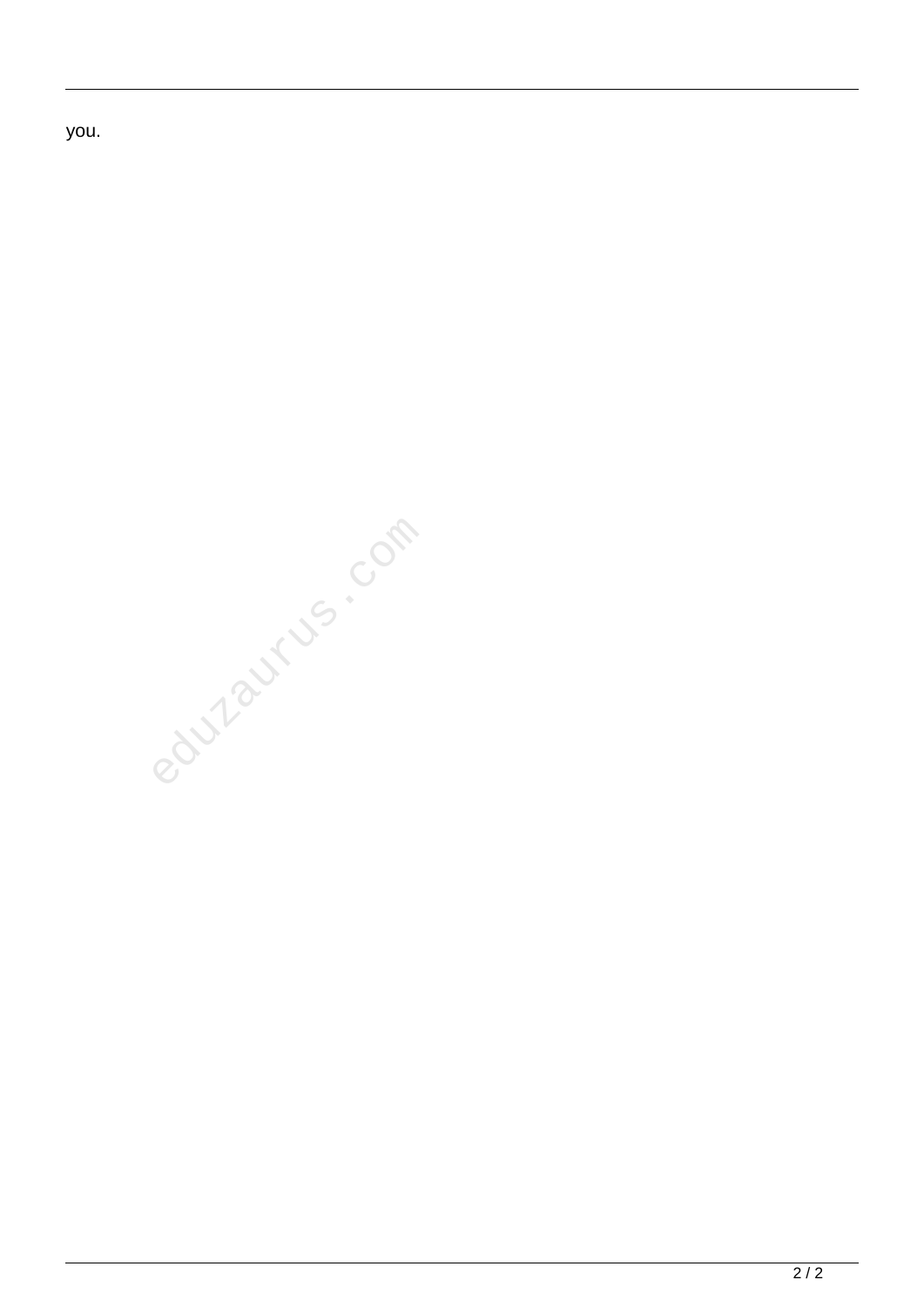you.